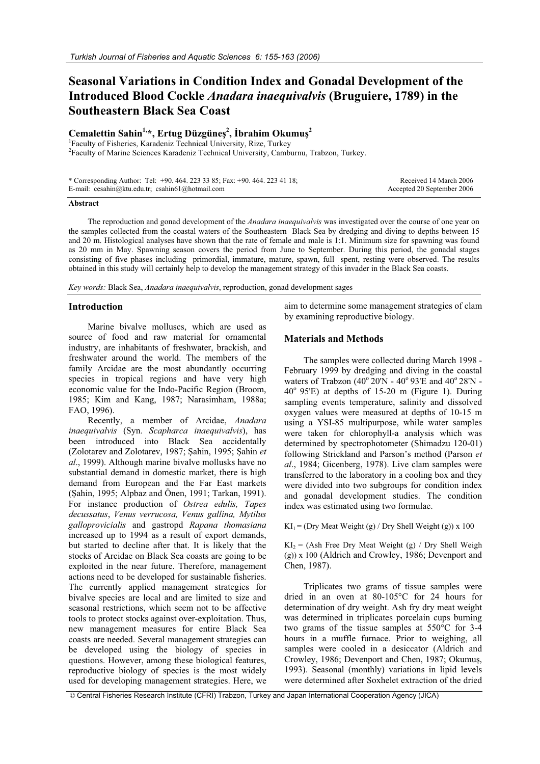# Seasonal Variations in Condition Index and Gonadal Development of the Introduced Blood Cockle *Anadara inaequivalvis* (Bruguiere, 1789) in the Southeastern Black Sea Coast

**Cemalettin Sahin[1,*], Ertug Düzgüneş[2], İbrahim Okumuş[2]**

[1]Faculty of Fisheries, Karadeniz Technical University, Rize, Turkey
[2]Faculty of Marine Sciences Karadeniz Technical University, Camburnu, Trabzon, Turkey.

\* Corresponding Author: Tel: +90. 464. 223 33 85; Fax: +90. 464. 223 41 18; E-mail: cesahin@ktu.edu.tr; csahin61@hotmail.com

Received 14 March 2006
Accepted 20 September 2006

### Abstract

The reproduction and gonad development of the *Anadara inaequivalvis* was investigated over the course of one year on the samples collected from the coastal waters of the Southeastern Black Sea by dredging and diving to depths between 15 and 20 m. Histological analyses have shown that the rate of female and male is 1:1. Minimum size for spawning was found as 20 mm in May. Spawning season covers the period from June to September. During this period, the gonadal stages consisting of five phases including primordial, immature, mature, spawn, full spent, resting were observed. The results obtained in this study will certainly help to develop the management strategy of this invader in the Black Sea coasts.

*Key words:* Black Sea, *Anadara inaequivalvis*, reproduction, gonad development sages

## Introduction

Marine bivalve molluscs, which are used as source of food and raw material for ornamental industry, are inhabitants of freshwater, brackish, and freshwater around the world. The members of the family Arcidae are the most abundantly occurring species in tropical regions and have very high economic value for the Indo-Pacific Region (Broom, 1985; Kim and Kang, 1987; Narasimham, 1988a; FAO, 1996).

Recently, a member of Arcidae, *Anadara inaequivalvis* (Syn. *Scapharca inaequivalvis*), has been introduced into Black Sea accidentally (Zolotarev and Zolotarev, 1987; Şahin, 1995; Şahin *et al*., 1999). Although marine bivalve mollusks have no substantial demand in domestic market, there is high demand from European and the Far East markets (Şahin, 1995; Alpbaz and Önen, 1991; Tarkan, 1991). For instance production of *Ostrea edulis, Tapes decussatus*, *Venus verrucosa, Venus gallina, Mytilus galloprovicialis* and gastropd *Rapana thomasiana* increased up to 1994 as a result of export demands, but started to decline after that. It is likely that the stocks of Arcidae on Black Sea coasts are going to be exploited in the near future. Therefore, management actions need to be developed for sustainable fisheries. The currently applied management strategies for bivalve species are local and are limited to size and seasonal restrictions, which seem not to be affective tools to protect stocks against over-exploitation. Thus, new management measures for entire Black Sea coasts are needed. Several management strategies can be developed using the biology of species in questions. However, among these biological features, reproductive biology of species is the most widely used for developing management strategies. Here, we aim to determine some management strategies of clam by examining reproductive biology.

## Materials and Methods

The samples were collected during March 1998 - February 1999 by dredging and diving in the coastal waters of Trabzon (40° 20'N - 40° 93'E and 40° 28'N - 40° 95'E) at depths of 15-20 m (Figure 1). During sampling events temperature, salinity and dissolved oxygen values were measured at depths of 10-15 m using a YSI-85 multipurpose, while water samples were taken for chlorophyll-a analysis which was determined by spectrophotometer (Shimadzu 120-01) following Strickland and Parson's method (Parson *et al*., 1984; Gicenberg, 1978). Live clam samples were transferred to the laboratory in a cooling box and they were divided into two subgroups for condition index and gonadal development studies. The condition index was estimated using two formulae.

$KI_1$ = (Dry Meat Weight (g) / Dry Shell Weight (g)) x 100

$KI_2$ = (Ash Free Dry Meat Weight (g) / Dry Shell Weigh (g)) x 100 (Aldrich and Crowley, 1986; Devenport and Chen, 1987).

Triplicates two grams of tissue samples were dried in an oven at 80-105°C for 24 hours for determination of dry weight. Ash fry dry meat weight was determined in triplicates porcelain cups burning two grams of the tissue samples at 550°C for 3-4 hours in a muffle furnace. Prior to weighing, all samples were cooled in a desiccator (Aldrich and Crowley, 1986; Devenport and Chen, 1987; Okumuş, 1993). Seasonal (monthly) variations in lipid levels were determined after Soxhelet extraction of the dried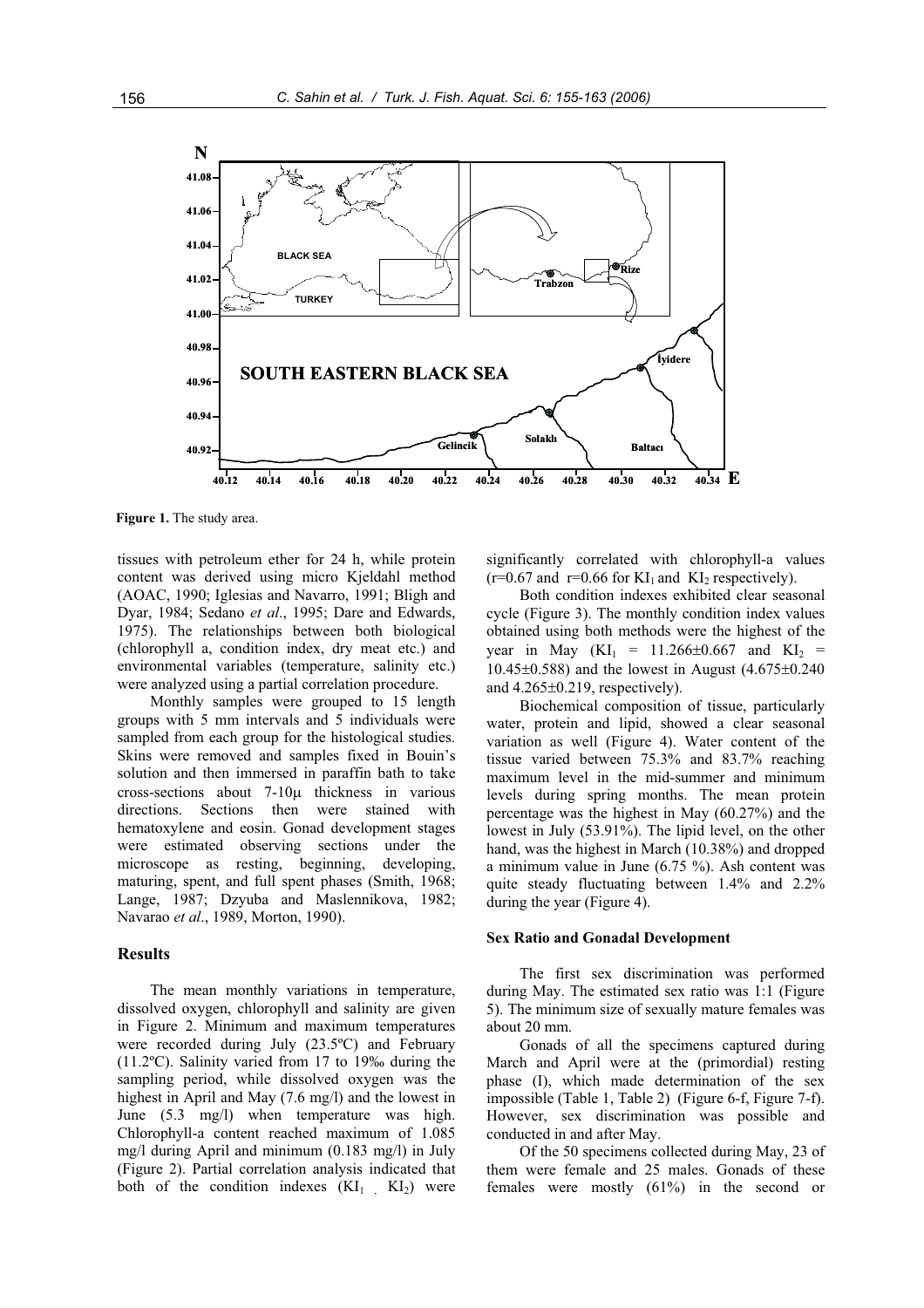Figure 1. The study area.

tissues with petroleum ether for 24 h, while protein content was derived using micro Kjeldahl method (AOAC, 1990; Iglesias and Navarro, 1991; Bligh and Dyar, 1984; Sedano *et al*., 1995; Dare and Edwards, 1975). The relationships between both biological (chlorophyll a, condition index, dry meat etc.) and environmental variables (temperature, salinity etc.) were analyzed using a partial correlation procedure.

Monthly samples were grouped to 15 length groups with 5 mm intervals and 5 individuals were sampled from each group for the histological studies. Skins were removed and samples fixed in Bouin's solution and then immersed in paraffin bath to take cross-sections about 7-10µ thickness in various directions. Sections then were stained with hematoxylene and eosin. Gonad development stages were estimated observing sections under the microscope as resting, beginning, developing, maturing, spent, and full spent phases (Smith, 1968; Lange, 1987; Dzyuba and Maslennikova, 1982; Navarao *et al*., 1989, Morton, 1990).

## Results

The mean monthly variations in temperature, dissolved oxygen, chlorophyll and salinity are given in Figure 2. Minimum and maximum temperatures were recorded during July (23.5ºC) and February (11.2ºC). Salinity varied from 17 to 19‰ during the sampling period, while dissolved oxygen was the highest in April and May (7.6 mg/l) and the lowest in June (5.3 mg/l) when temperature was high. Chlorophyll-a content reached maximum of 1.085 mg/l during April and minimum (0.183 mg/l) in July (Figure 2). Partial correlation analysis indicated that both of the condition indexes ($KI_1$, $KI_2$) were significantly correlated with chlorophyll-a values ($r=0.67$ and $r=0.66$ for $KI_1$ and $KI_2$ respectively).

Both condition indexes exhibited clear seasonal cycle (Figure 3). The monthly condition index values obtained using both methods were the highest of the year in May ($KI_1 = 11.266 \pm 0.667$ and $KI_2 = 10.45 \pm 0.588$) and the lowest in August ($4.675 \pm 0.240$ and $4.265 \pm 0.219$, respectively).

Biochemical composition of tissue, particularly water, protein and lipid, showed a clear seasonal variation as well (Figure 4). Water content of the tissue varied between 75.3% and 83.7% reaching maximum level in the mid-summer and minimum levels during spring months. The mean protein percentage was the highest in May (60.27%) and the lowest in July (53.91%). The lipid level, on the other hand, was the highest in March (10.38%) and dropped a minimum value in June (6.75 %). Ash content was quite steady fluctuating between 1.4% and 2.2% during the year (Figure 4).

### Sex Ratio and Gonadal Development

The first sex discrimination was performed during May. The estimated sex ratio was 1:1 (Figure 5). The minimum size of sexually mature females was about 20 mm.

Gonads of all the specimens captured during March and April were at the (primordial) resting phase (I), which made determination of the sex impossible (Table 1, Table 2) (Figure 6-f, Figure 7-f). However, sex discrimination was possible and conducted in and after May.

Of the 50 specimens collected during May, 23 of them were female and 25 males. Gonads of these females were mostly (61%) in the second or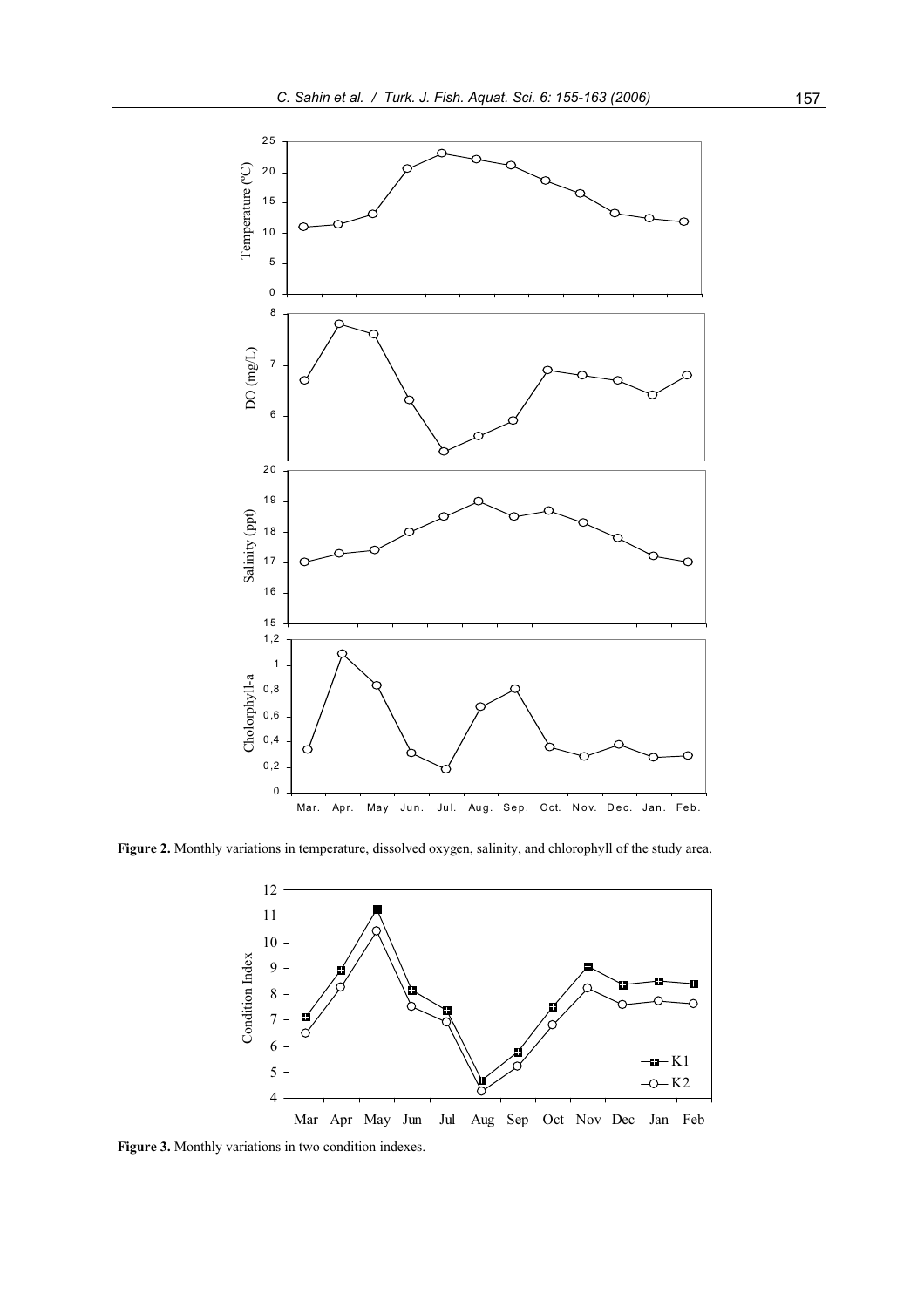**Figure 2.** Monthly variations in temperature, dissolved oxygen, salinity, and chlorophyll of the study area.

**Figure 3.** Monthly variations in two condition indexes.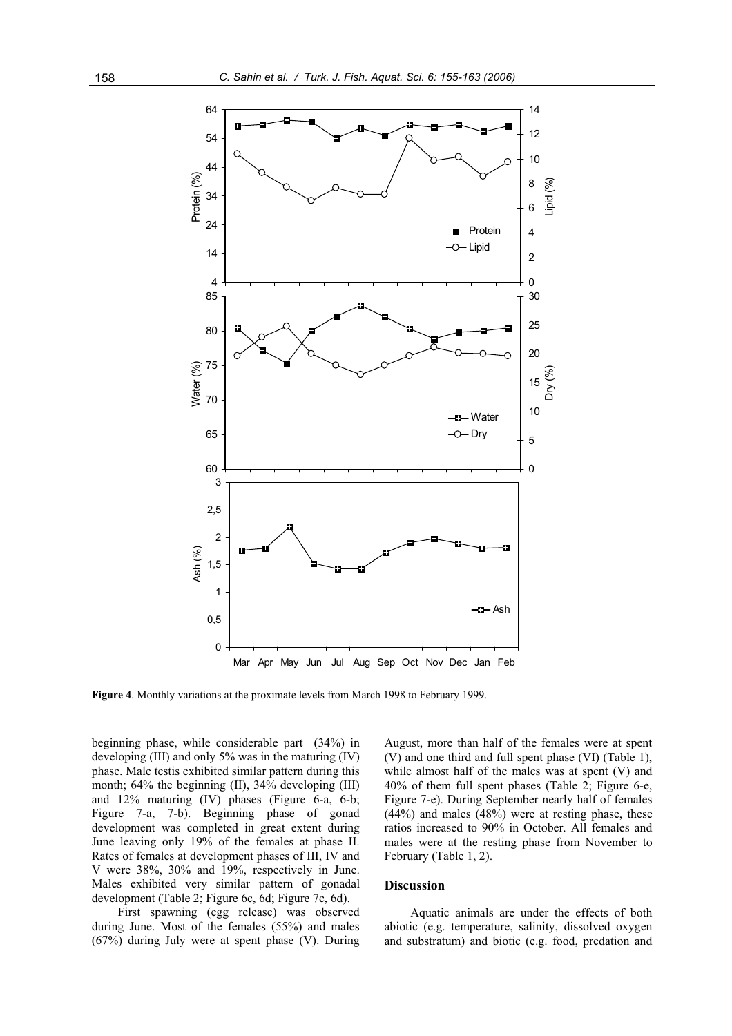**Figure 4**. Monthly variations at the proximate levels from March 1998 to February 1999.

beginning phase, while considerable part (34%) in developing (III) and only 5% was in the maturing (IV) phase. Male testis exhibited similar pattern during this month; 64% the beginning (II), 34% developing (III) and 12% maturing (IV) phases (Figure 6-a, 6-b; Figure 7-a, 7-b). Beginning phase of gonad development was completed in great extent during June leaving only 19% of the females at phase II. Rates of females at development phases of III, IV and V were 38%, 30% and 19%, respectively in June. Males exhibited very similar pattern of gonadal development (Table 2; Figure 6c, 6d; Figure 7c, 6d).

First spawning (egg release) was observed during June. Most of the females (55%) and males (67%) during July were at spent phase (V). During August, more than half of the females were at spent (V) and one third and full spent phase (VI) (Table 1), while almost half of the males was at spent (V) and 40% of them full spent phases (Table 2; Figure 6-e, Figure 7-e). During September nearly half of females (44%) and males (48%) were at resting phase, these ratios increased to 90% in October. All females and males were at the resting phase from November to February (Table 1, 2).

## Discussion

Aquatic animals are under the effects of both abiotic (e.g. temperature, salinity, dissolved oxygen and substratum) and biotic (e.g. food, predation and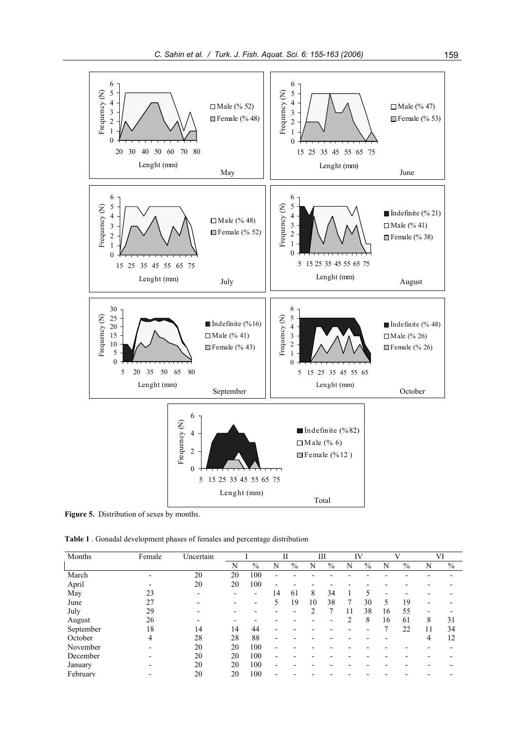**Figure 5.** Distribution of sexes by months.

**Table 1** . Gonadal development phases of females and percentage distribution

| Months | Female | Uncertain | I | | II | | III | | IV | | V | | VI | |
|---|---|---|---|---|---|---|---|---|---|---|---|---|---|---|
| | | | N | % | N | % | N | % | N | % | N | % | N | % |
| March | - | 20 | 20 | 100 | - | - | - | - | - | - | - | - | - | - |
| April | - | 20 | 20 | 100 | - | - | - | - | - | - | - | - | - | - |
| May | 23 | - | - | - | 14 | 61 | 8 | 34 | 1 | 5 | - | - | - | - |
| June | 27 | - | - | - | 5 | 19 | 10 | 38 | 7 | 30 | 5 | 19 | - | - |
| July | 29 | - | - | - | - | - | 2 | 7 | 11 | 38 | 16 | 55 | - | - |
| August | 26 | - | - | - | - | - | - | - | 2 | 8 | 16 | 61 | 8 | 31 |
| September | 18 | 14 | 14 | 44 | - | - | - | - | - | - | 7 | 22 | 11 | 34 |
| October | 4 | 28 | 28 | 88 | - | - | - | - | - | - | - | | 4 | 12 |
| November | - | 20 | 20 | 100 | - | - | - | - | - | - | - | - | - | - |
| December | - | 20 | 20 | 100 | - | - | - | - | - | - | - | - | - | - |
| January | - | 20 | 20 | 100 | - | - | - | - | - | - | - | - | - | - |
| February | - | 20 | 20 | 100 | - | - | - | - | - | - | - | - | - | - |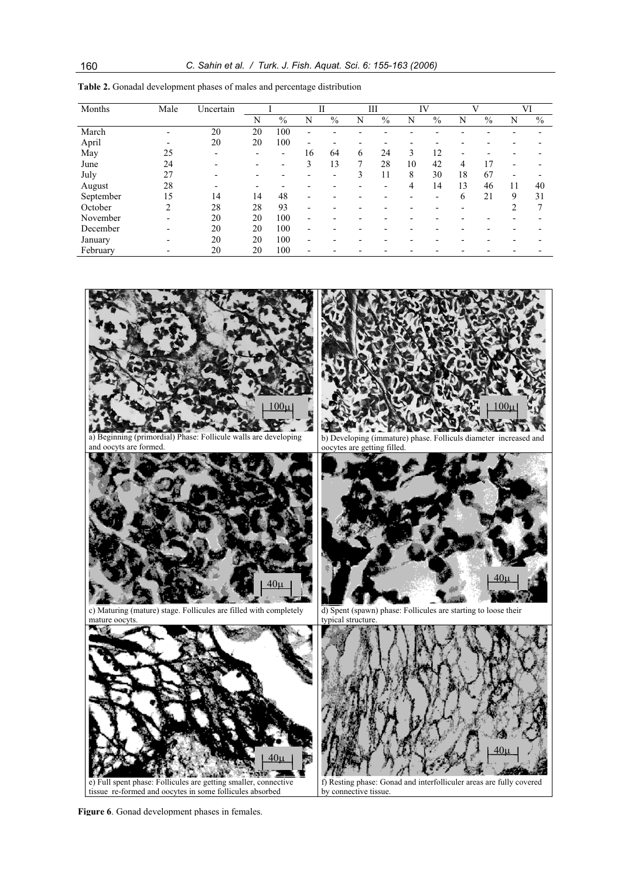**Table 2.** Gonadal development phases of males and percentage distribution

| Months | Male | Uncertain | I | | II | | III | | IV | | V | | VI | |
|---|---|---|---|---|---|---|---|---|---|---|---|---|---|---|
| | | | N | % | N | % | N | % | N | % | N | % | N | % |
| March | - | 20 | 20 | 100 | - | - | - | - | - | - | - | - | - | - |
| April | - | 20 | 20 | 100 | - | - | - | - | - | - | - | - | - | - |
| May | 25 | - | - | - | 16 | 64 | 6 | 24 | 3 | 12 | - | - | - | - |
| June | 24 | - | - | - | 3 | 13 | 7 | 28 | 10 | 42 | 4 | 17 | - | - |
| July | 27 | - | - | - | - | - | 3 | 11 | 8 | 30 | 18 | 67 | - | - |
| August | 28 | - | - | - | - | - | - | - | 4 | 14 | 13 | 46 | 11 | 40 |
| September | 15 | 14 | 14 | 48 | - | - | - | - | - | - | 6 | 21 | 9 | 31 |
| October | 2 | 28 | 28 | 93 | - | - | - | - | - | - | - | | 2 | 7 |
| November | - | 20 | 20 | 100 | - | - | - | - | - | - | - | - | - | - |
| December | - | 20 | 20 | 100 | - | - | - | - | - | - | - | - | - | - |
| January | - | 20 | 20 | 100 | - | - | - | - | - | - | - | - | - | - |
| February | - | 20 | 20 | 100 | - | - | - | - | - | - | - | - | - | - |

a) Beginning (primordial) Phase: Follicule walls are developing and oocyts are formed.

b) Developing (immature) phase. Folliculs diameter increased and oocytes are getting filled.

c) Maturing (mature) stage. Follicules are filled with completely mature oocyts.

d) Spent (spawn) phase: Follicules are starting to loose their typical structure.

e) Full spent phase: Follicules are getting smaller, connective tissue re-formed and oocytes in some follicules absorbed

f) Resting phase: Gonad and interfolliculer areas are fully covered by connective tissue.

**Figure 6**. Gonad development phases in females.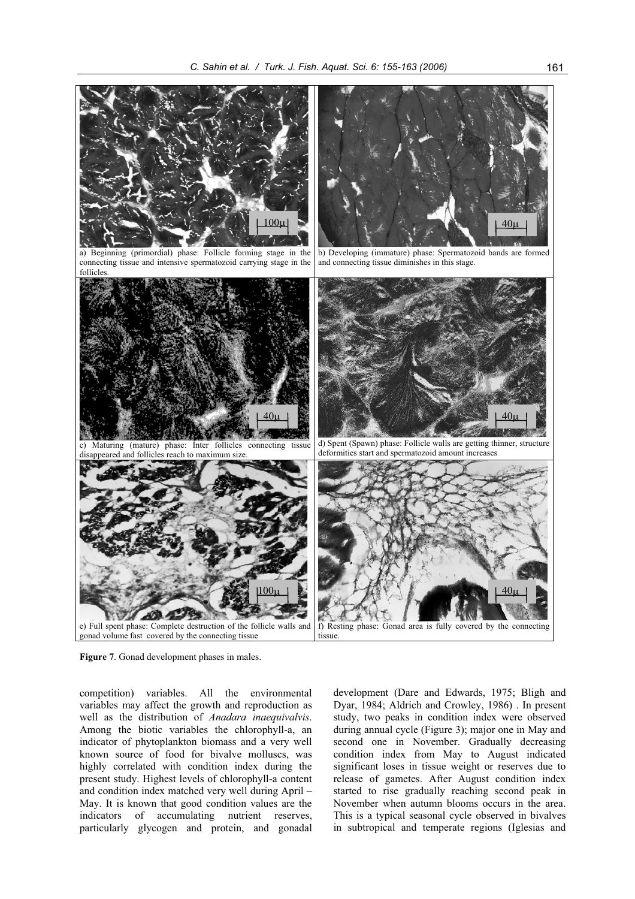a) Beginning (primordial) phase: Follicle forming stage in the connecting tissue and intensive spermatozoid carrying stage in the follicles.

b) Developing (immature) phase: Spermatozoid bands are formed and connecting tissue diminishes in this stage.

c) Maturing (mature) phase: Inter follicles connecting tissue disappeared and follicles reach to maximum size.

d) Spent (Spawn) phase: Follicle walls are getting thinner, structure deformities start and spermatozoid amount increases

e) Full spent phase: Complete destruction of the follicle walls and gonad volume fast covered by the connecting tissue

f) Resting phase: Gonad area is fully covered by the connecting tissue.

**Figure 7**. Gonad development phases in males.

competition) variables. All the environmental variables may affect the growth and reproduction as well as the distribution of *Anadara inaequivalvis*. Among the biotic variables the chlorophyll-a, an indicator of phytoplankton biomass and a very well known source of food for bivalve molluscs, was highly correlated with condition index during the present study. Highest levels of chlorophyll-a content and condition index matched very well during April – May. It is known that good condition values are the indicators of accumulating nutrient reserves, particularly glycogen and protein, and gonadal development (Dare and Edwards, 1975; Bligh and Dyar, 1984; Aldrich and Crowley, 1986) . In present study, two peaks in condition index were observed during annual cycle (Figure 3); major one in May and second one in November. Gradually decreasing condition index from May to August indicated significant loses in tissue weight or reserves due to release of gametes. After August condition index started to rise gradually reaching second peak in November when autumn blooms occurs in the area. This is a typical seasonal cycle observed in bivalves in subtropical and temperate regions (Iglesias and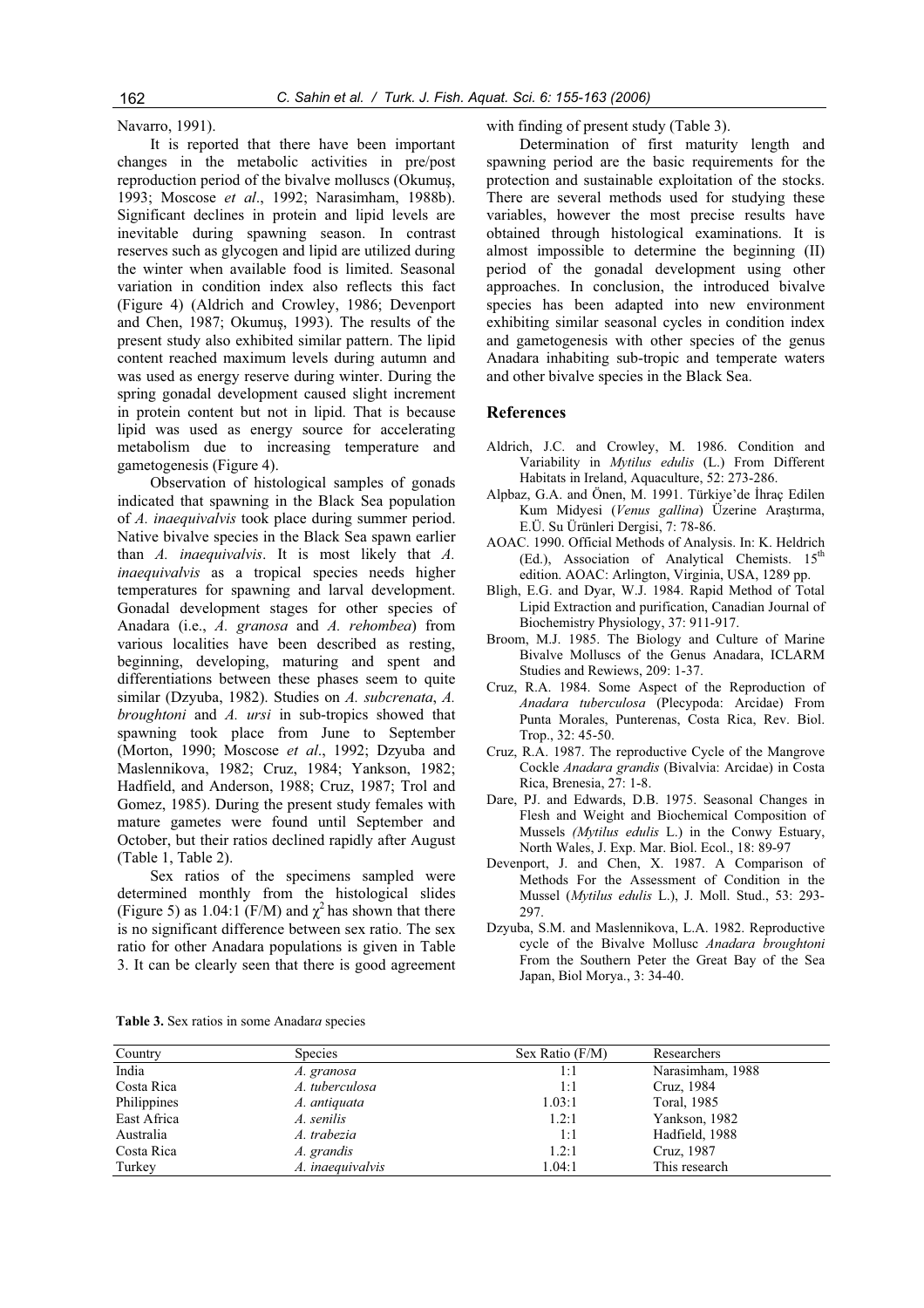Navarro, 1991).

It is reported that there have been important changes in the metabolic activities in pre/post reproduction period of the bivalve molluscs (Okumuş, 1993; Moscose *et al*., 1992; Narasimham, 1988b). Significant declines in protein and lipid levels are inevitable during spawning season. In contrast reserves such as glycogen and lipid are utilized during the winter when available food is limited. Seasonal variation in condition index also reflects this fact (Figure 4) (Aldrich and Crowley, 1986; Devenport and Chen, 1987; Okumuş, 1993). The results of the present study also exhibited similar pattern. The lipid content reached maximum levels during autumn and was used as energy reserve during winter. During the spring gonadal development caused slight increment in protein content but not in lipid. That is because lipid was used as energy source for accelerating metabolism due to increasing temperature and gametogenesis (Figure 4).

Observation of histological samples of gonads indicated that spawning in the Black Sea population of *A. inaequivalvis* took place during summer period. Native bivalve species in the Black Sea spawn earlier than *A. inaequivalvis*. It is most likely that *A. inaequivalvis* as a tropical species needs higher temperatures for spawning and larval development. Gonadal development stages for other species of Anadara (i.e., *A. granosa* and *A. rehombea*) from various localities have been described as resting, beginning, developing, maturing and spent and differentiations between these phases seem to quite similar (Dzyuba, 1982). Studies on *A. subcrenata*, *A. broughtoni* and *A. ursi* in sub-tropics showed that spawning took place from June to September (Morton, 1990; Moscose *et al*., 1992; Dzyuba and Maslennikova, 1982; Cruz, 1984; Yankson, 1982; Hadfield, and Anderson, 1988; Cruz, 1987; Trol and Gomez, 1985). During the present study females with mature gametes were found until September and October, but their ratios declined rapidly after August (Table 1, Table 2).

Sex ratios of the specimens sampled were determined monthly from the histological slides (Figure 5) as 1.04:1 (F/M) and $\chi^2$ has shown that there is no significant difference between sex ratio. The sex ratio for other Anadara populations is given in Table 3. It can be clearly seen that there is good agreement with finding of present study (Table 3).

Determination of first maturity length and spawning period are the basic requirements for the protection and sustainable exploitation of the stocks. There are several methods used for studying these variables, however the most precise results have obtained through histological examinations. It is almost impossible to determine the beginning (II) period of the gonadal development using other approaches. In conclusion, the introduced bivalve species has been adapted into new environment exhibiting similar seasonal cycles in condition index and gametogenesis with other species of the genus Anadara inhabiting sub-tropic and temperate waters and other bivalve species in the Black Sea.

## References

Aldrich, J.C. and Crowley, M. 1986. Condition and Variability in *Mytilus edulis* (L.) From Different Habitats in Ireland, Aquaculture, 52: 273-286.

Alpbaz, G.A. and Önen, M. 1991. Türkiye'de İhraç Edilen Kum Midyesi (*Venus gallina*) Üzerine Araştırma, E.Ü. Su Ürünleri Dergisi, 7: 78-86.

AOAC. 1990. Official Methods of Analysis. In: K. Heldrich (Ed.), Association of Analytical Chemists. 15th edition. AOAC: Arlington, Virginia, USA, 1289 pp.

Bligh, E.G. and Dyar, W.J. 1984. Rapid Method of Total Lipid Extraction and purification, Canadian Journal of Biochemistry Physiology, 37: 911-917.

Broom, M.J. 1985. The Biology and Culture of Marine Bivalve Molluscs of the Genus Anadara, ICLARM Studies and Rewiews, 209: 1-37.

Cruz, R.A. 1984. Some Aspect of the Reproduction of *Anadara tuberculosa* (Plecypoda: Arcidae) From Punta Morales, Punterenas, Costa Rica, Rev. Biol. Trop., 32: 45-50.

Cruz, R.A. 1987. The reproductive Cycle of the Mangrove Cockle *Anadara grandis* (Bivalvia: Arcidae) in Costa Rica, Brenesia, 27: 1-8.

Dare, PJ. and Edwards, D.B. 1975. Seasonal Changes in Flesh and Weight and Biochemical Composition of Mussels *(Mytilus edulis* L.) in the Conwy Estuary, North Wales, J. Exp. Mar. Biol. Ecol., 18: 89-97

Devenport, J. and Chen, X. 1987. A Comparison of Methods For the Assessment of Condition in the Mussel (*Mytilus edulis* L.), J. Moll. Stud., 53: 293-297.

Dzyuba, S.M. and Maslennikova, L.A. 1982. Reproductive cycle of the Bivalve Mollusc *Anadara broughtoni* From the Southern Peter the Great Bay of the Sea Japan, Biol Morya., 3: 34-40.

**Table 3.** Sex ratios in some Anadar*a* species

| Country | Species | Sex Ratio (F/M) | Researchers |
|---|---|---|---|
| India | *A. granosa* | 1:1 | Narasimham, 1988 |
| Costa Rica | *A. tuberculosa* | 1:1 | Cruz, 1984 |
| Philippines | *A. antiquata* | 1.03:1 | Toral, 1985 |
| East Africa | *A. senilis* | 1.2:1 | Yankson, 1982 |
| Australia | *A. trabezia* | 1:1 | Hadfield, 1988 |
| Costa Rica | *A. grandis* | 1.2:1 | Cruz, 1987 |
| Turkey | *A. inaequivalvis* | 1.04:1 | This research |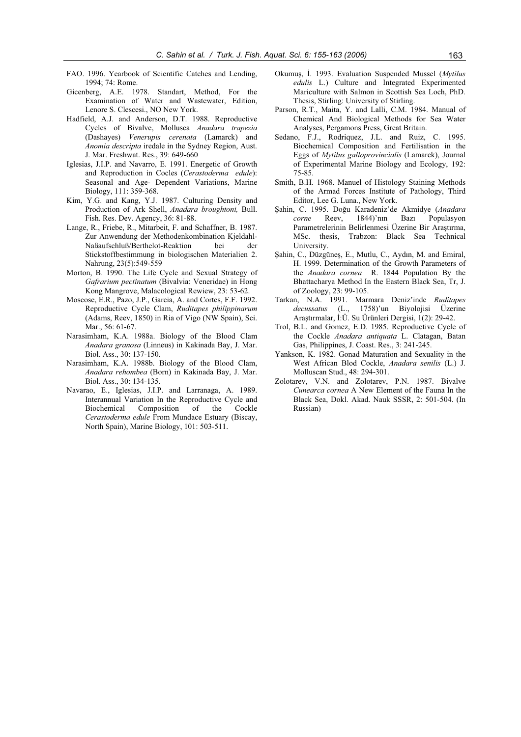FAO. 1996. Yearbook of Scientific Catches and Lending, 1994; 74: Rome.

Gicenberg, A.E. 1978. Standart, Method, For the Examination of Water and Wastewater, Edition, Lenore S. Clescesi., NO New York.

Hadfield, A.J. and Anderson, D.T. 1988. Reproductive Cycles of Bivalve, Mollusca *Anadara trapezia* (Dashayes) *Venerupis cerenata* (Lamarck) and *Anomia descripta* iredale in the Sydney Region, Aust. J. Mar. Freshwat. Res., 39: 649-660

Iglesias, J.I.P. and Navarro, E. 1991. Energetic of Growth and Reproduction in Cocles (*Cerastoderma edule*): Seasonal and Age- Dependent Variations, Marine Biology, 111: 359-368.

Kim, Y.G. and Kang, Y.J. 1987. Culturing Density and Production of Ark Shell, *Anadara broughtoni,* Bull. Fish. Res. Dev. Agency, 36: 81-88.

Lange, R., Friebe, R., Mitarbeit, F. and Schaffner, B. 1987. Zur Anwendung der Methodenkombination Kjeldahl-Naßaufschluß/Berthelot-Reaktion bei der Stickstoffbestimmung in biologischen Materialien 2. Nahrung, 23(5):549-559

Morton, B. 1990. The Life Cycle and Sexual Strategy of *Gafrarium pectinatum* (Bivalvia: Veneridae) in Hong Kong Mangrove, Malacological Rewiew, 23: 53-62.

Moscose, E.R., Pazo, J.P., Garcia, A. and Cortes, F.F. 1992. Reproductive Cycle Clam, *Ruditapes philippinarum* (Adams, Reev, 1850) in Ria of Vigo (NW Spain), Sci. Mar., 56: 61-67.

Narasimham, K.A. 1988a. Biology of the Blood Clam *Anadara granosa* (Linneus) in Kakinada Bay, J. Mar. Biol. Ass., 30: 137-150.

Narasimham, K.A. 1988b. Biology of the Blood Clam, *Anadara rehombea* (Born) in Kakinada Bay, J. Mar. Biol. Ass., 30: 134-135.

Navarao, E., Iglesias, J.I.P. and Larranaga, A. 1989. Interannual Variation In the Reproductive Cycle and Biochemical Composition of the Cockle *Cerastoderma edule* From Mundace Estuary (Biscay, North Spain), Marine Biology, 101: 503-511.

Okumuş, İ. 1993. Evaluation Suspended Mussel (*Mytilus edulis* L.) Culture and Integrated Experimented Mariculture with Salmon in Scottish Sea Loch, PhD. Thesis, Stirling: University of Stirling.

Parson, R.T., Maita, Y. and Lalli, C.M. 1984. Manual of Chemical And Biological Methods for Sea Water Analyses, Pergamons Press, Great Britain.

Sedano, F.J., Rodriquez, J.L. and Ruiz, C. 1995. Biochemical Composition and Fertilisation in the Eggs of *Mytilus galloprovincialis* (Lamarck), Journal of Experimental Marine Biology and Ecology, 192: 75-85.

Smith, B.H. 1968. Manuel of Histology Staining Methods of the Armad Forces Institute of Pathology, Third Editor, Lee G. Luna., New York.

Şahin, C. 1995. Doğu Karadeniz'de Akmidye (*Anadara corne* Reev, 1844)'nın Bazı Populasyon Parametrelerinin Belirlenmesi Üzerine Bir Araştırma, MSc. thesis, Trabzon: Black Sea Technical University.

Şahin, C., Düzgüneş, E., Mutlu, C., Aydın, M. and Emiral, H. 1999. Determination of the Growth Parameters of the *Anadara cornea* R. 1844 Population By the Bhattacharya Method In the Eastern Black Sea, Tr, J. of Zoology, 23: 99-105.

Tarkan, N.A. 1991. Marmara Deniz'inde *Ruditapes decussatus* (L., 1758)'un Biyolojisi Üzerine Araştırmalar, İ:Ü. Su Ürünleri Dergisi, 1(2): 29-42.

Trol, B.L. and Gomez, E.D. 1985. Reproductive Cycle of the Cockle *Anadara antiquata* L. Clatagan, Batan Gas, Philippines, J. Coast. Res., 3: 241-245.

Yankson, K. 1982. Gonad Maturation and Sexuality in the West African Blod Cockle, *Anadara senilis* (L.) J. Molluscan Stud., 48: 294-301.

Zolotarev, V.N. and Zolotarev, P.N. 1987. Bivalve *Cunearca cornea* A New Element of the Fauna In the Black Sea, Dokl. Akad. Nauk SSSR, 2: 501-504. (In Russian)